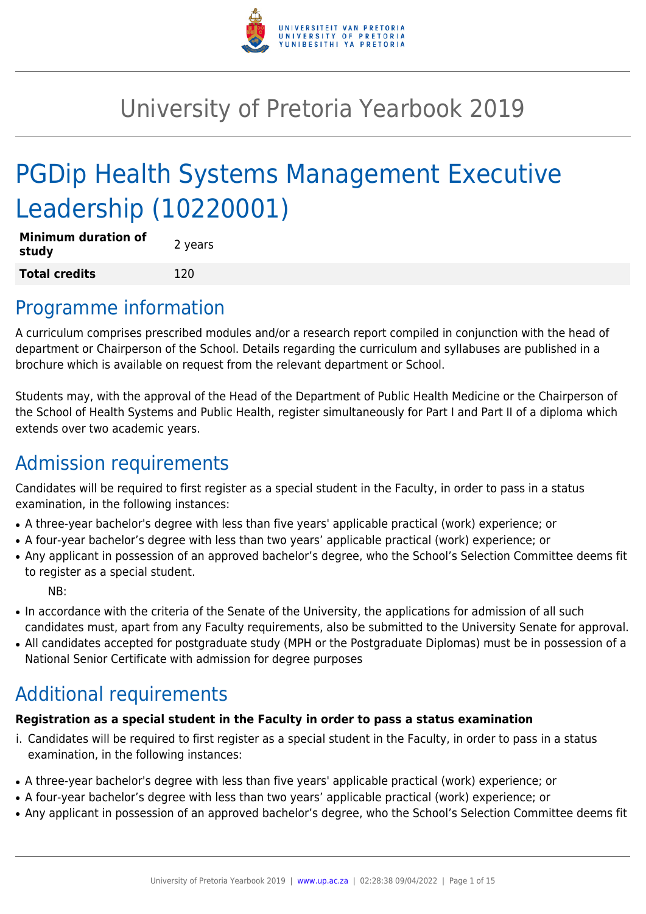# University of Pretoria Yearbook 2019

# PGDip Health Systems Management Executive Leadership (10220001)

| **Minimum duration of study** | 2 years |
| --- | --- |
| **Total credits** | 120 |

## Programme information

A curriculum comprises prescribed modules and/or a research report compiled in conjunction with the head of department or Chairperson of the School. Details regarding the curriculum and syllabuses are published in a brochure which is available on request from the relevant department or School.

Students may, with the approval of the Head of the Department of Public Health Medicine or the Chairperson of the School of Health Systems and Public Health, register simultaneously for Part I and Part II of a diploma which extends over two academic years.

## Admission requirements

Candidates will be required to first register as a special student in the Faculty, in order to pass in a status examination, in the following instances:

- A three-year bachelor's degree with less than five years' applicable practical (work) experience; or
- A four-year bachelor's degree with less than two years' applicable practical (work) experience; or
- Any applicant in possession of an approved bachelor's degree, who the School's Selection Committee deems fit to register as a special student.

NB:

- In accordance with the criteria of the Senate of the University, the applications for admission of all such candidates must, apart from any Faculty requirements, also be submitted to the University Senate for approval.
- All candidates accepted for postgraduate study (MPH or the Postgraduate Diplomas) must be in possession of a National Senior Certificate with admission for degree purposes

## Additional requirements

**Registration as a special student in the Faculty in order to pass a status examination**

i. Candidates will be required to first register as a special student in the Faculty, in order to pass in a status examination, in the following instances:

- A three-year bachelor's degree with less than five years' applicable practical (work) experience; or
- A four-year bachelor's degree with less than two years' applicable practical (work) experience; or
- Any applicant in possession of an approved bachelor's degree, who the School's Selection Committee deems fit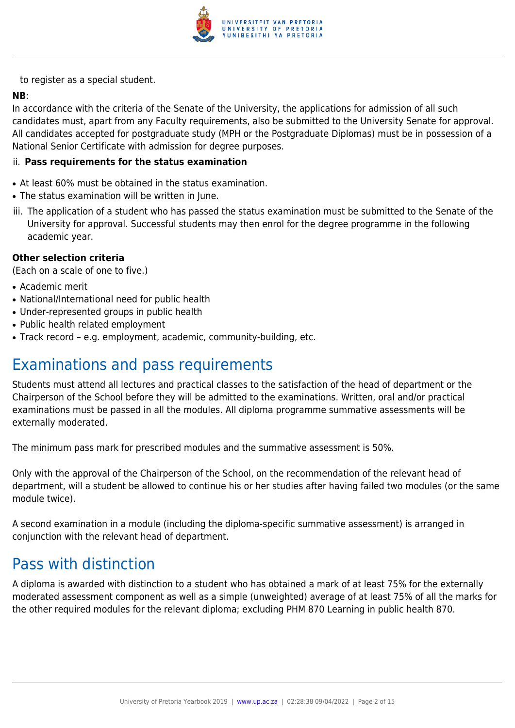to register as a special student.

**NB**:
In accordance with the criteria of the Senate of the University, the applications for admission of all such candidates must, apart from any Faculty requirements, also be submitted to the University Senate for approval. All candidates accepted for postgraduate study (MPH or the Postgraduate Diplomas) must be in possession of a National Senior Certificate with admission for degree purposes.

ii. **Pass requirements for the status examination**

- At least 60% must be obtained in the status examination.
- The status examination will be written in June.

iii. The application of a student who has passed the status examination must be submitted to the Senate of the University for approval. Successful students may then enrol for the degree programme in the following academic year.

**Other selection criteria**
(Each on a scale of one to five.)

- Academic merit
- National/International need for public health
- Under-represented groups in public health
- Public health related employment
- Track record – e.g. employment, academic, community-building, etc.

# Examinations and pass requirements

Students must attend all lectures and practical classes to the satisfaction of the head of department or the Chairperson of the School before they will be admitted to the examinations. Written, oral and/or practical examinations must be passed in all the modules. All diploma programme summative assessments will be externally moderated.

The minimum pass mark for prescribed modules and the summative assessment is 50%.

Only with the approval of the Chairperson of the School, on the recommendation of the relevant head of department, will a student be allowed to continue his or her studies after having failed two modules (or the same module twice).

A second examination in a module (including the diploma-specific summative assessment) is arranged in conjunction with the relevant head of department.

# Pass with distinction

A diploma is awarded with distinction to a student who has obtained a mark of at least 75% for the externally moderated assessment component as well as a simple (unweighted) average of at least 75% of all the marks for the other required modules for the relevant diploma; excluding PHM 870 Learning in public health 870.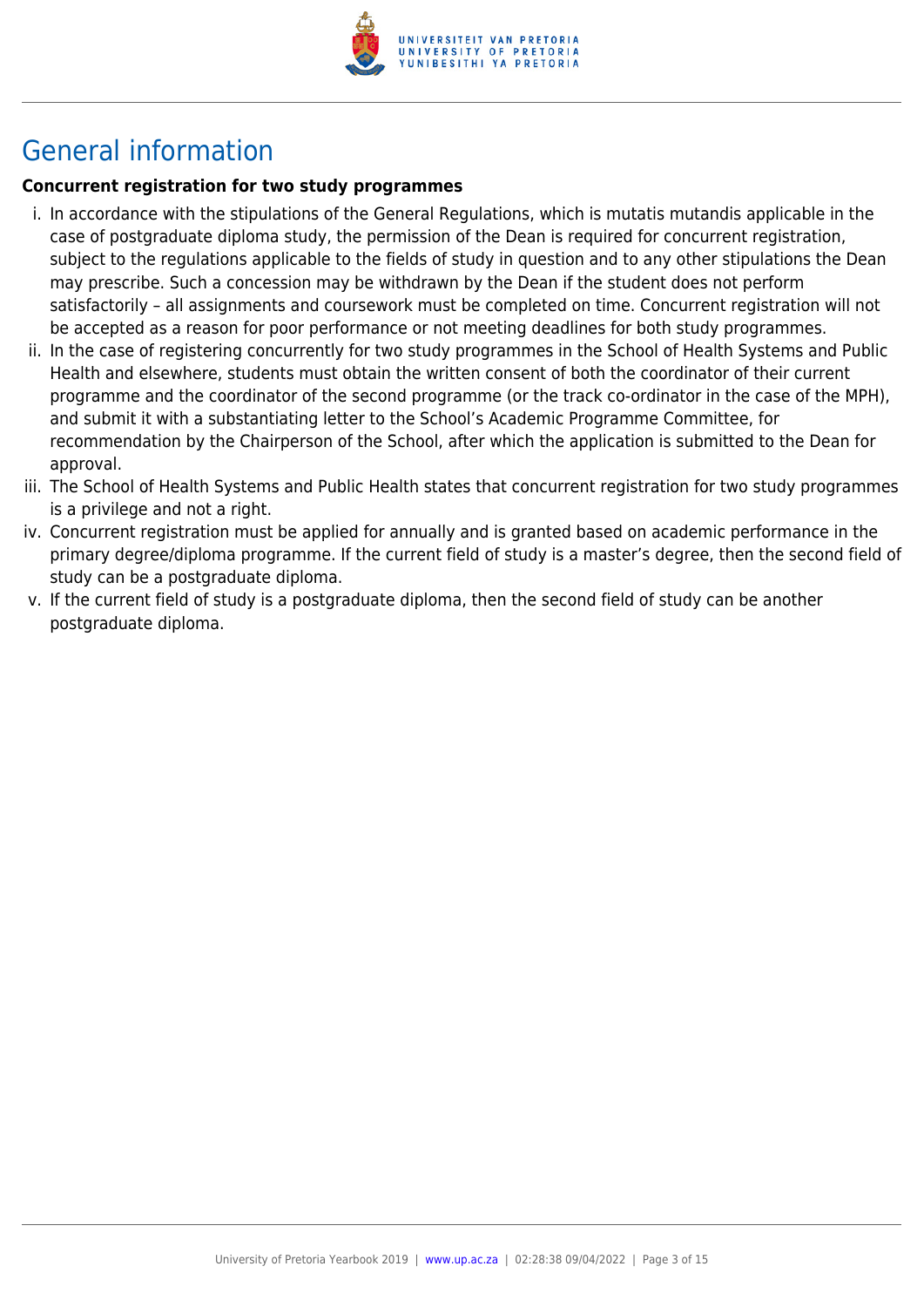# General information

**Concurrent registration for two study programmes**

i. In accordance with the stipulations of the General Regulations, which is mutatis mutandis applicable in the case of postgraduate diploma study, the permission of the Dean is required for concurrent registration, subject to the regulations applicable to the fields of study in question and to any other stipulations the Dean may prescribe. Such a concession may be withdrawn by the Dean if the student does not perform satisfactorily – all assignments and coursework must be completed on time. Concurrent registration will not be accepted as a reason for poor performance or not meeting deadlines for both study programmes.

ii. In the case of registering concurrently for two study programmes in the School of Health Systems and Public Health and elsewhere, students must obtain the written consent of both the coordinator of their current programme and the coordinator of the second programme (or the track co-ordinator in the case of the MPH), and submit it with a substantiating letter to the School's Academic Programme Committee, for recommendation by the Chairperson of the School, after which the application is submitted to the Dean for approval.

iii. The School of Health Systems and Public Health states that concurrent registration for two study programmes is a privilege and not a right.

iv. Concurrent registration must be applied for annually and is granted based on academic performance in the primary degree/diploma programme. If the current field of study is a master's degree, then the second field of study can be a postgraduate diploma.

v. If the current field of study is a postgraduate diploma, then the second field of study can be another postgraduate diploma.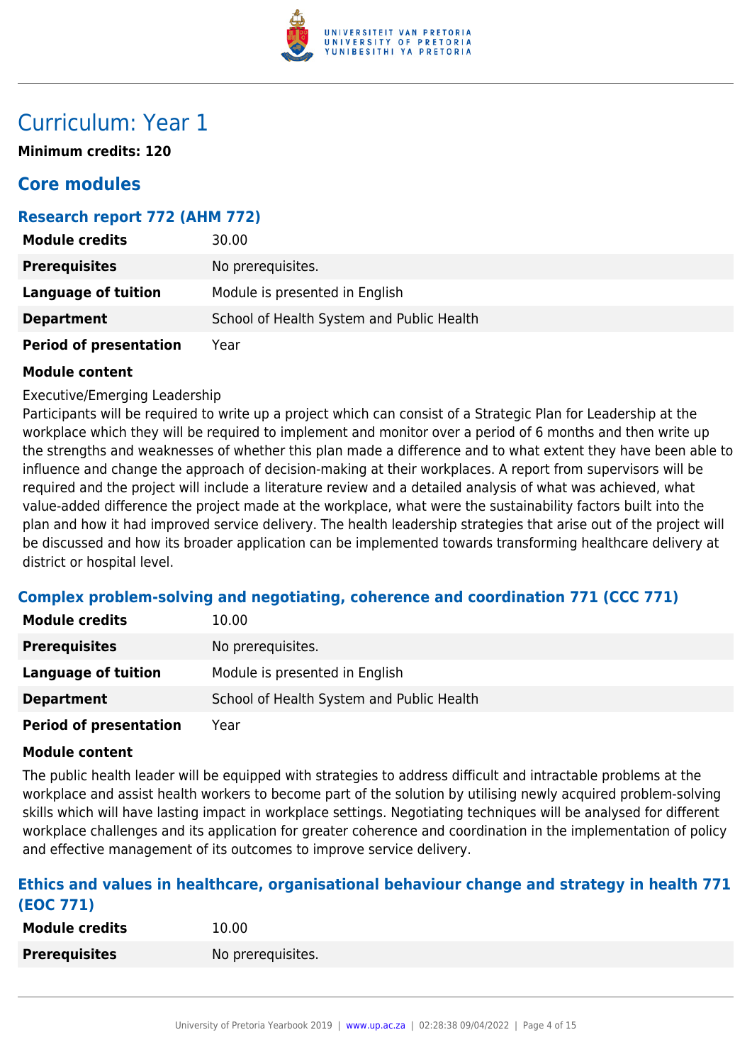# Curriculum: Year 1

**Minimum credits: 120**

## Core modules

### Research report 772 (AHM 772)

| | |
|---|---|
| **Module credits** | 30.00 |
| **Prerequisites** | No prerequisites. |
| **Language of tuition** | Module is presented in English |
| **Department** | School of Health System and Public Health |
| **Period of presentation** | Year |

**Module content**

Executive/Emerging Leadership
Participants will be required to write up a project which can consist of a Strategic Plan for Leadership at the workplace which they will be required to implement and monitor over a period of 6 months and then write up the strengths and weaknesses of whether this plan made a difference and to what extent they have been able to influence and change the approach of decision-making at their workplaces. A report from supervisors will be required and the project will include a literature review and a detailed analysis of what was achieved, what value-added difference the project made at the workplace, what were the sustainability factors built into the plan and how it had improved service delivery. The health leadership strategies that arise out of the project will be discussed and how its broader application can be implemented towards transforming healthcare delivery at district or hospital level.

### Complex problem-solving and negotiating, coherence and coordination 771 (CCC 771)

| | |
|---|---|
| **Module credits** | 10.00 |
| **Prerequisites** | No prerequisites. |
| **Language of tuition** | Module is presented in English |
| **Department** | School of Health System and Public Health |
| **Period of presentation** | Year |

**Module content**

The public health leader will be equipped with strategies to address difficult and intractable problems at the workplace and assist health workers to become part of the solution by utilising newly acquired problem-solving skills which will have lasting impact in workplace settings. Negotiating techniques will be analysed for different workplace challenges and its application for greater coherence and coordination in the implementation of policy and effective management of its outcomes to improve service delivery.

### Ethics and values in healthcare, organisational behaviour change and strategy in health 771 (EOC 771)

| | |
|---|---|
| **Module credits** | 10.00 |
| **Prerequisites** | No prerequisites. |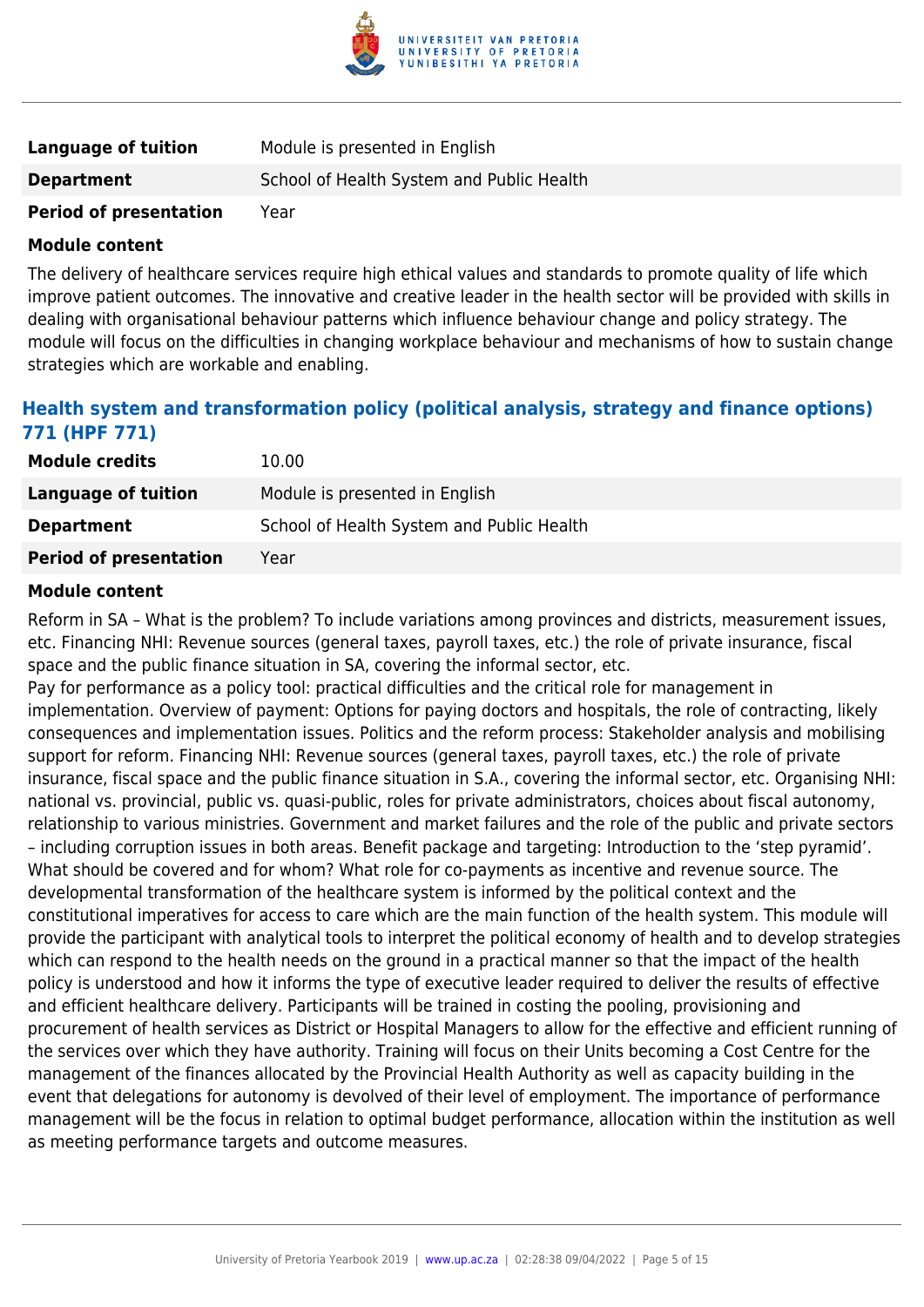| | |
|---|---|
| **Language of tuition** | Module is presented in English |
| **Department** | School of Health System and Public Health |
| **Period of presentation** | Year |

**Module content**

The delivery of healthcare services require high ethical values and standards to promote quality of life which improve patient outcomes. The innovative and creative leader in the health sector will be provided with skills in dealing with organisational behaviour patterns which influence behaviour change and policy strategy. The module will focus on the difficulties in changing workplace behaviour and mechanisms of how to sustain change strategies which are workable and enabling.

### Health system and transformation policy (political analysis, strategy and finance options) 771 (HPF 771)

| | |
|---|---|
| **Module credits** | 10.00 |
| **Language of tuition** | Module is presented in English |
| **Department** | School of Health System and Public Health |
| **Period of presentation** | Year |

**Module content**

Reform in SA – What is the problem? To include variations among provinces and districts, measurement issues, etc. Financing NHI: Revenue sources (general taxes, payroll taxes, etc.) the role of private insurance, fiscal space and the public finance situation in SA, covering the informal sector, etc.
Pay for performance as a policy tool: practical difficulties and the critical role for management in implementation. Overview of payment: Options for paying doctors and hospitals, the role of contracting, likely consequences and implementation issues. Politics and the reform process: Stakeholder analysis and mobilising support for reform. Financing NHI: Revenue sources (general taxes, payroll taxes, etc.) the role of private insurance, fiscal space and the public finance situation in S.A., covering the informal sector, etc. Organising NHI: national vs. provincial, public vs. quasi-public, roles for private administrators, choices about fiscal autonomy, relationship to various ministries. Government and market failures and the role of the public and private sectors – including corruption issues in both areas. Benefit package and targeting: Introduction to the 'step pyramid'. What should be covered and for whom? What role for co-payments as incentive and revenue source. The developmental transformation of the healthcare system is informed by the political context and the constitutional imperatives for access to care which are the main function of the health system. This module will provide the participant with analytical tools to interpret the political economy of health and to develop strategies which can respond to the health needs on the ground in a practical manner so that the impact of the health policy is understood and how it informs the type of executive leader required to deliver the results of effective and efficient healthcare delivery. Participants will be trained in costing the pooling, provisioning and procurement of health services as District or Hospital Managers to allow for the effective and efficient running of the services over which they have authority. Training will focus on their Units becoming a Cost Centre for the management of the finances allocated by the Provincial Health Authority as well as capacity building in the event that delegations for autonomy is devolved of their level of employment. The importance of performance management will be the focus in relation to optimal budget performance, allocation within the institution as well as meeting performance targets and outcome measures.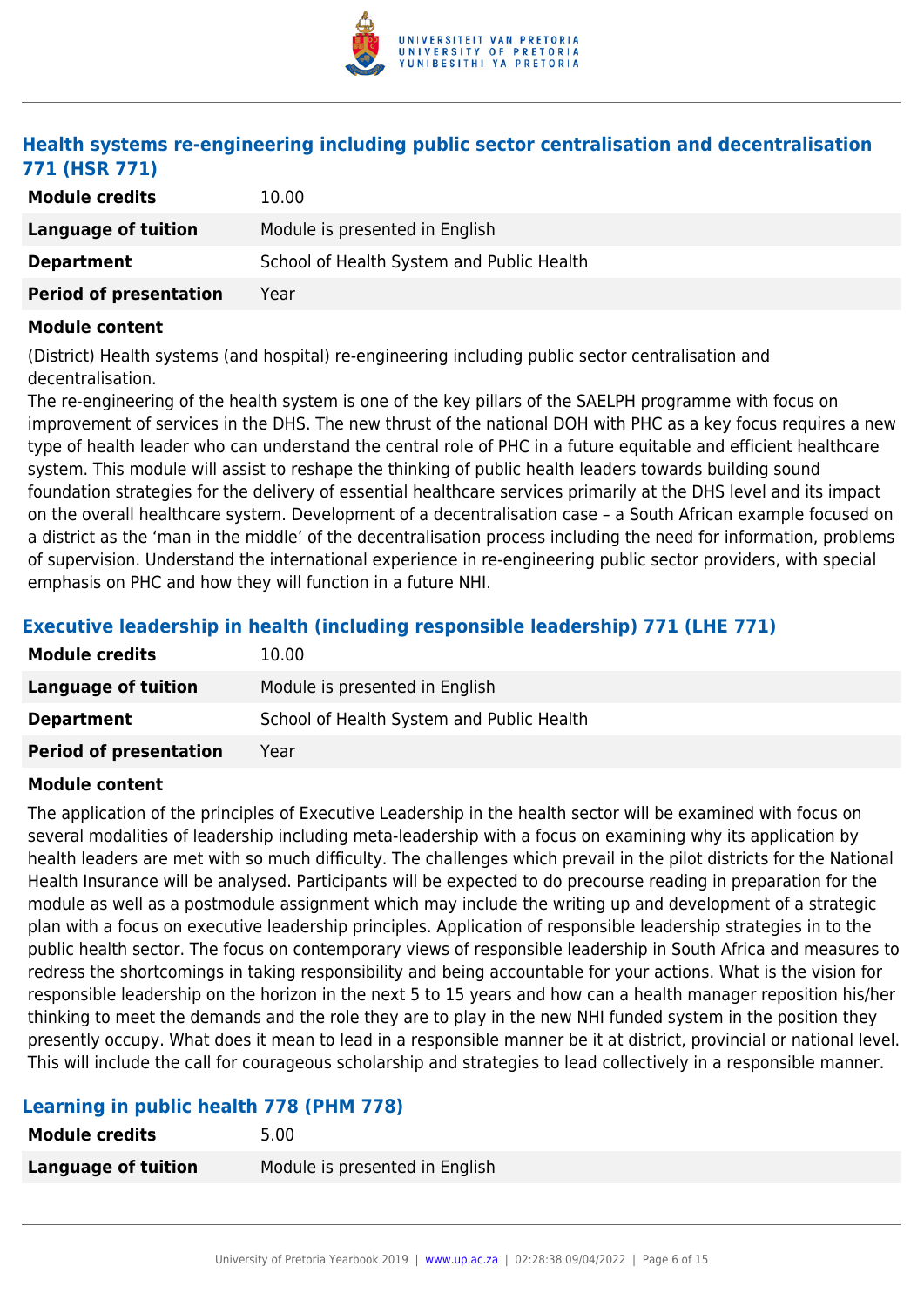### Health systems re-engineering including public sector centralisation and decentralisation 771 (HSR 771)

| **Module credits** | 10.00 |
|---|---|
| **Language of tuition** | Module is presented in English |
| **Department** | School of Health System and Public Health |
| **Period of presentation** | Year |

**Module content**

(District) Health systems (and hospital) re-engineering including public sector centralisation and decentralisation.
The re-engineering of the health system is one of the key pillars of the SAELPH programme with focus on improvement of services in the DHS. The new thrust of the national DOH with PHC as a key focus requires a new type of health leader who can understand the central role of PHC in a future equitable and efficient healthcare system. This module will assist to reshape the thinking of public health leaders towards building sound foundation strategies for the delivery of essential healthcare services primarily at the DHS level and its impact on the overall healthcare system. Development of a decentralisation case – a South African example focused on a district as the 'man in the middle' of the decentralisation process including the need for information, problems of supervision. Understand the international experience in re-engineering public sector providers, with special emphasis on PHC and how they will function in a future NHI.

### Executive leadership in health (including responsible leadership) 771 (LHE 771)

| **Module credits** | 10.00 |
|---|---|
| **Language of tuition** | Module is presented in English |
| **Department** | School of Health System and Public Health |
| **Period of presentation** | Year |

**Module content**

The application of the principles of Executive Leadership in the health sector will be examined with focus on several modalities of leadership including meta-leadership with a focus on examining why its application by health leaders are met with so much difficulty. The challenges which prevail in the pilot districts for the National Health Insurance will be analysed. Participants will be expected to do precourse reading in preparation for the module as well as a postmodule assignment which may include the writing up and development of a strategic plan with a focus on executive leadership principles. Application of responsible leadership strategies in to the public health sector. The focus on contemporary views of responsible leadership in South Africa and measures to redress the shortcomings in taking responsibility and being accountable for your actions. What is the vision for responsible leadership on the horizon in the next 5 to 15 years and how can a health manager reposition his/her thinking to meet the demands and the role they are to play in the new NHI funded system in the position they presently occupy. What does it mean to lead in a responsible manner be it at district, provincial or national level. This will include the call for courageous scholarship and strategies to lead collectively in a responsible manner.

### Learning in public health 778 (PHM 778)

| **Module credits** | 5.00 |
|---|---|
| **Language of tuition** | Module is presented in English |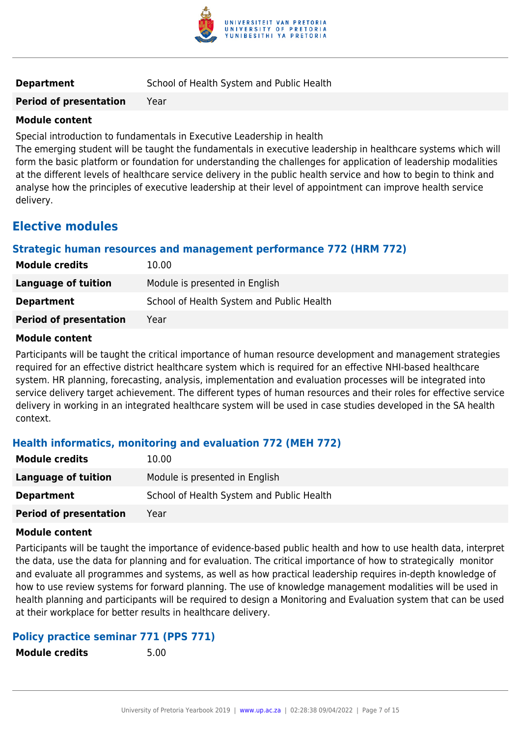| | |
|---|---|
| **Department** | School of Health System and Public Health |
| **Period of presentation** | Year |

**Module content**

Special introduction to fundamentals in Executive Leadership in health
The emerging student will be taught the fundamentals in executive leadership in healthcare systems which will form the basic platform or foundation for understanding the challenges for application of leadership modalities at the different levels of healthcare service delivery in the public health service and how to begin to think and analyse how the principles of executive leadership at their level of appointment can improve health service delivery.

## Elective modules

### Strategic human resources and management performance 772 (HRM 772)

| | |
|---|---|
| **Module credits** | 10.00 |
| **Language of tuition** | Module is presented in English |
| **Department** | School of Health System and Public Health |
| **Period of presentation** | Year |

**Module content**

Participants will be taught the critical importance of human resource development and management strategies required for an effective district healthcare system which is required for an effective NHI-based healthcare system. HR planning, forecasting, analysis, implementation and evaluation processes will be integrated into service delivery target achievement. The different types of human resources and their roles for effective service delivery in working in an integrated healthcare system will be used in case studies developed in the SA health context.

### Health informatics, monitoring and evaluation 772 (MEH 772)

| | |
|---|---|
| **Module credits** | 10.00 |
| **Language of tuition** | Module is presented in English |
| **Department** | School of Health System and Public Health |
| **Period of presentation** | Year |

**Module content**

Participants will be taught the importance of evidence-based public health and how to use health data, interpret the data, use the data for planning and for evaluation. The critical importance of how to strategically monitor and evaluate all programmes and systems, as well as how practical leadership requires in-depth knowledge of how to use review systems for forward planning. The use of knowledge management modalities will be used in health planning and participants will be required to design a Monitoring and Evaluation system that can be used at their workplace for better results in healthcare delivery.

### Policy practice seminar 771 (PPS 771)

| | |
|---|---|
| **Module credits** | 5.00 |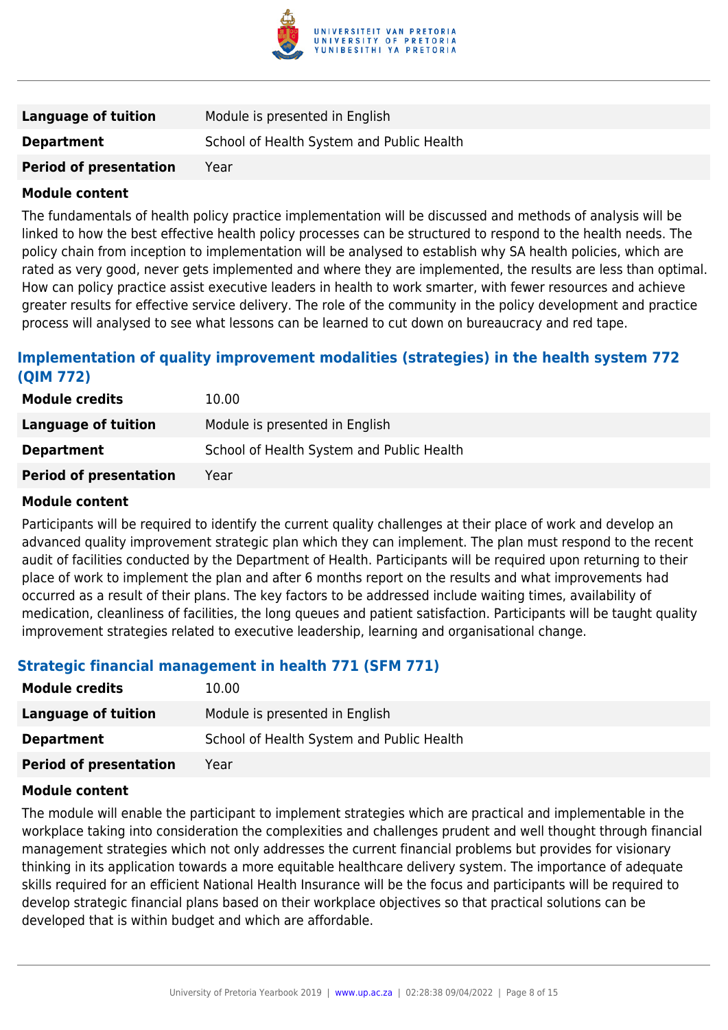| | |
|---|---|
| **Language of tuition** | Module is presented in English |
| **Department** | School of Health System and Public Health |
| **Period of presentation** | Year |

**Module content**

The fundamentals of health policy practice implementation will be discussed and methods of analysis will be linked to how the best effective health policy processes can be structured to respond to the health needs. The policy chain from inception to implementation will be analysed to establish why SA health policies, which are rated as very good, never gets implemented and where they are implemented, the results are less than optimal. How can policy practice assist executive leaders in health to work smarter, with fewer resources and achieve greater results for effective service delivery. The role of the community in the policy development and practice process will analysed to see what lessons can be learned to cut down on bureaucracy and red tape.

### Implementation of quality improvement modalities (strategies) in the health system 772 (QIM 772)

| | |
|---|---|
| **Module credits** | 10.00 |
| **Language of tuition** | Module is presented in English |
| **Department** | School of Health System and Public Health |
| **Period of presentation** | Year |

**Module content**

Participants will be required to identify the current quality challenges at their place of work and develop an advanced quality improvement strategic plan which they can implement. The plan must respond to the recent audit of facilities conducted by the Department of Health. Participants will be required upon returning to their place of work to implement the plan and after 6 months report on the results and what improvements had occurred as a result of their plans. The key factors to be addressed include waiting times, availability of medication, cleanliness of facilities, the long queues and patient satisfaction. Participants will be taught quality improvement strategies related to executive leadership, learning and organisational change.

### Strategic financial management in health 771 (SFM 771)

| | |
|---|---|
| **Module credits** | 10.00 |
| **Language of tuition** | Module is presented in English |
| **Department** | School of Health System and Public Health |
| **Period of presentation** | Year |

**Module content**

The module will enable the participant to implement strategies which are practical and implementable in the workplace taking into consideration the complexities and challenges prudent and well thought through financial management strategies which not only addresses the current financial problems but provides for visionary thinking in its application towards a more equitable healthcare delivery system. The importance of adequate skills required for an efficient National Health Insurance will be the focus and participants will be required to develop strategic financial plans based on their workplace objectives so that practical solutions can be developed that is within budget and which are affordable.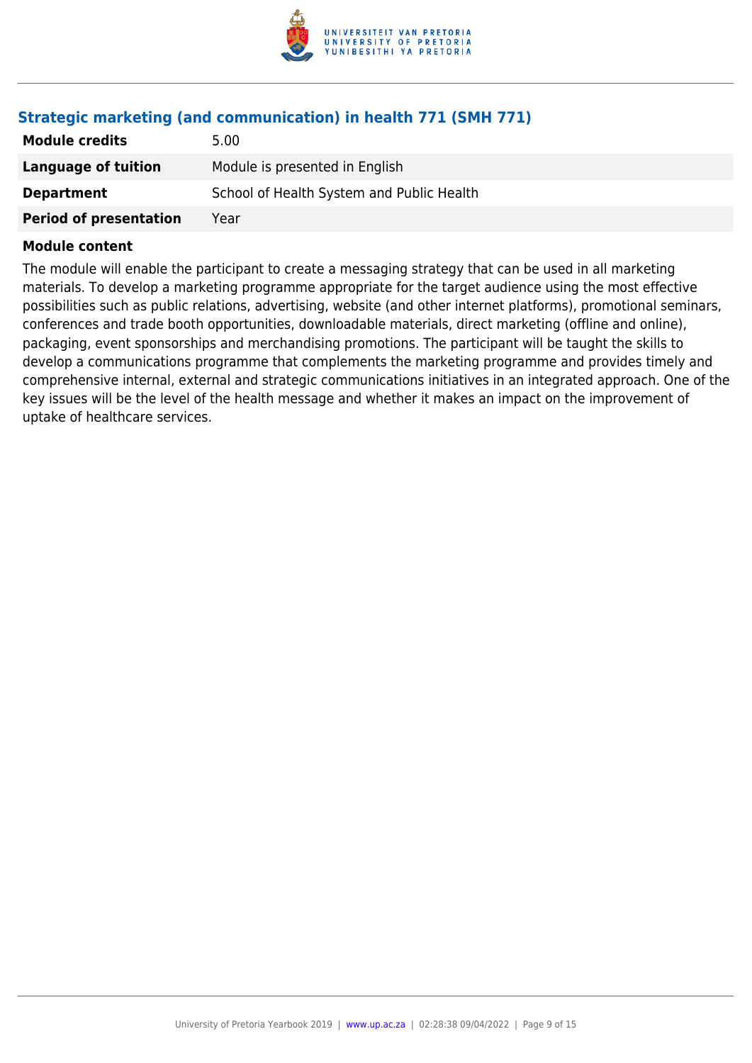### Strategic marketing (and communication) in health 771 (SMH 771)

| | |
|---|---|
| **Module credits** | 5.00 |
| **Language of tuition** | Module is presented in English |
| **Department** | School of Health System and Public Health |
| **Period of presentation** | Year |

**Module content**

The module will enable the participant to create a messaging strategy that can be used in all marketing materials. To develop a marketing programme appropriate for the target audience using the most effective possibilities such as public relations, advertising, website (and other internet platforms), promotional seminars, conferences and trade booth opportunities, downloadable materials, direct marketing (offline and online), packaging, event sponsorships and merchandising promotions. The participant will be taught the skills to develop a communications programme that complements the marketing programme and provides timely and comprehensive internal, external and strategic communications initiatives in an integrated approach. One of the key issues will be the level of the health message and whether it makes an impact on the improvement of uptake of healthcare services.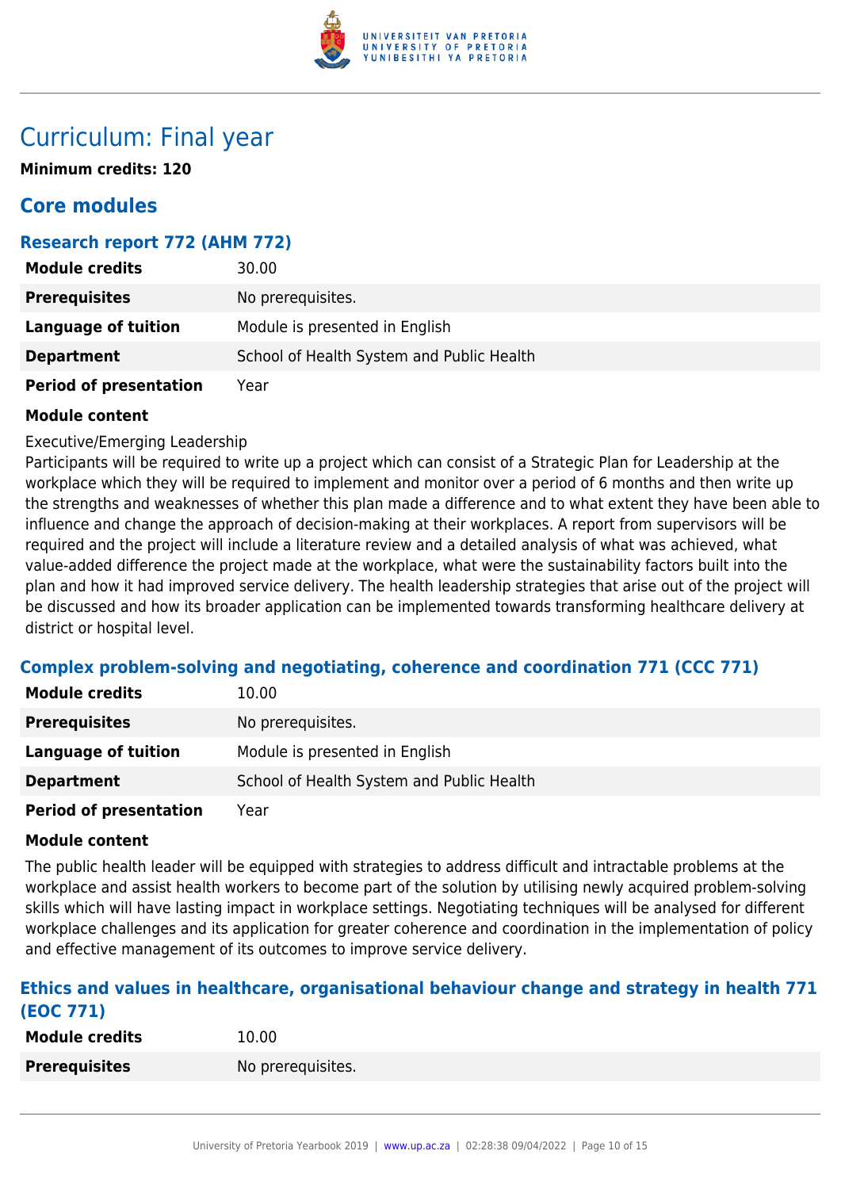# Curriculum: Final year

**Minimum credits: 120**

## Core modules

### Research report 772 (AHM 772)

| | |
|---|---|
| **Module credits** | 30.00 |
| **Prerequisites** | No prerequisites. |
| **Language of tuition** | Module is presented in English |
| **Department** | School of Health System and Public Health |
| **Period of presentation** | Year |

**Module content**

Executive/Emerging Leadership
Participants will be required to write up a project which can consist of a Strategic Plan for Leadership at the workplace which they will be required to implement and monitor over a period of 6 months and then write up the strengths and weaknesses of whether this plan made a difference and to what extent they have been able to influence and change the approach of decision-making at their workplaces. A report from supervisors will be required and the project will include a literature review and a detailed analysis of what was achieved, what value-added difference the project made at the workplace, what were the sustainability factors built into the plan and how it had improved service delivery. The health leadership strategies that arise out of the project will be discussed and how its broader application can be implemented towards transforming healthcare delivery at district or hospital level.

### Complex problem-solving and negotiating, coherence and coordination 771 (CCC 771)

| | |
|---|---|
| **Module credits** | 10.00 |
| **Prerequisites** | No prerequisites. |
| **Language of tuition** | Module is presented in English |
| **Department** | School of Health System and Public Health |
| **Period of presentation** | Year |

**Module content**

The public health leader will be equipped with strategies to address difficult and intractable problems at the workplace and assist health workers to become part of the solution by utilising newly acquired problem-solving skills which will have lasting impact in workplace settings. Negotiating techniques will be analysed for different workplace challenges and its application for greater coherence and coordination in the implementation of policy and effective management of its outcomes to improve service delivery.

### Ethics and values in healthcare, organisational behaviour change and strategy in health 771 (EOC 771)

| | |
|---|---|
| **Module credits** | 10.00 |
| **Prerequisites** | No prerequisites. |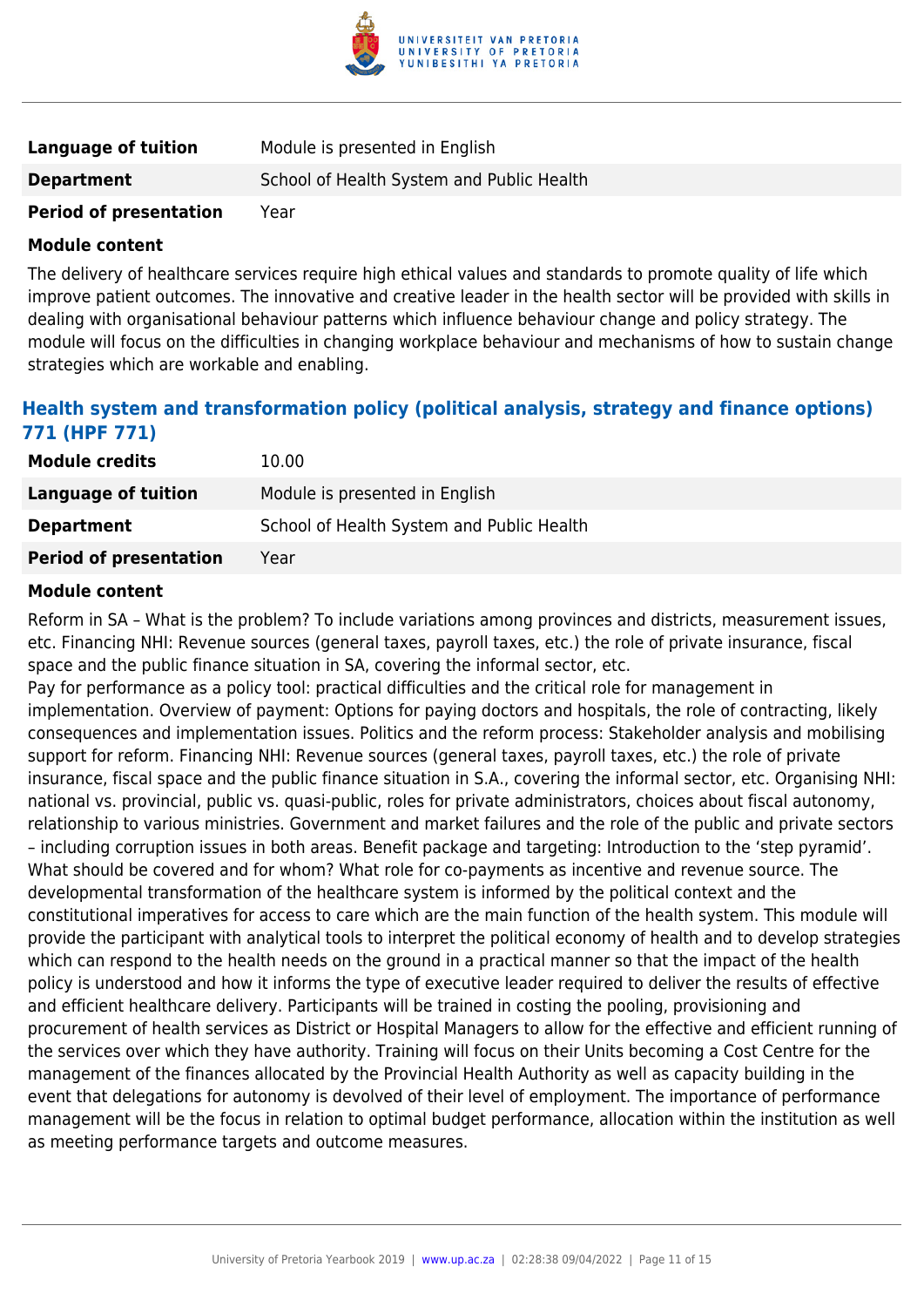| | |
|---|---|
| **Language of tuition** | Module is presented in English |
| **Department** | School of Health System and Public Health |
| **Period of presentation** | Year |

**Module content**

The delivery of healthcare services require high ethical values and standards to promote quality of life which improve patient outcomes. The innovative and creative leader in the health sector will be provided with skills in dealing with organisational behaviour patterns which influence behaviour change and policy strategy. The module will focus on the difficulties in changing workplace behaviour and mechanisms of how to sustain change strategies which are workable and enabling.

### Health system and transformation policy (political analysis, strategy and finance options) 771 (HPF 771)

| | |
|---|---|
| **Module credits** | 10.00 |
| **Language of tuition** | Module is presented in English |
| **Department** | School of Health System and Public Health |
| **Period of presentation** | Year |

**Module content**

Reform in SA – What is the problem? To include variations among provinces and districts, measurement issues, etc. Financing NHI: Revenue sources (general taxes, payroll taxes, etc.) the role of private insurance, fiscal space and the public finance situation in SA, covering the informal sector, etc.
Pay for performance as a policy tool: practical difficulties and the critical role for management in implementation. Overview of payment: Options for paying doctors and hospitals, the role of contracting, likely consequences and implementation issues. Politics and the reform process: Stakeholder analysis and mobilising support for reform. Financing NHI: Revenue sources (general taxes, payroll taxes, etc.) the role of private insurance, fiscal space and the public finance situation in S.A., covering the informal sector, etc. Organising NHI: national vs. provincial, public vs. quasi-public, roles for private administrators, choices about fiscal autonomy, relationship to various ministries. Government and market failures and the role of the public and private sectors – including corruption issues in both areas. Benefit package and targeting: Introduction to the 'step pyramid'. What should be covered and for whom? What role for co-payments as incentive and revenue source. The developmental transformation of the healthcare system is informed by the political context and the constitutional imperatives for access to care which are the main function of the health system. This module will provide the participant with analytical tools to interpret the political economy of health and to develop strategies which can respond to the health needs on the ground in a practical manner so that the impact of the health policy is understood and how it informs the type of executive leader required to deliver the results of effective and efficient healthcare delivery. Participants will be trained in costing the pooling, provisioning and procurement of health services as District or Hospital Managers to allow for the effective and efficient running of the services over which they have authority. Training will focus on their Units becoming a Cost Centre for the management of the finances allocated by the Provincial Health Authority as well as capacity building in the event that delegations for autonomy is devolved of their level of employment. The importance of performance management will be the focus in relation to optimal budget performance, allocation within the institution as well as meeting performance targets and outcome measures.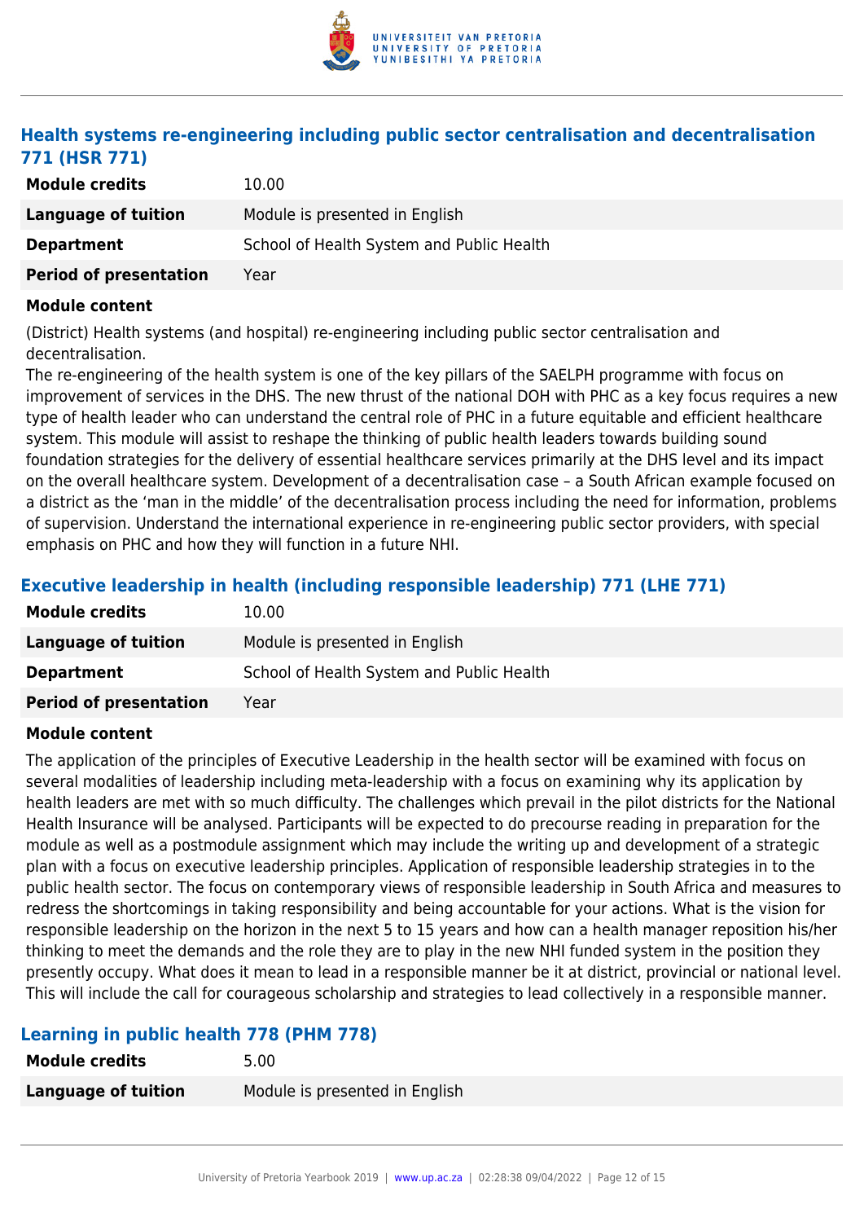### Health systems re-engineering including public sector centralisation and decentralisation 771 (HSR 771)

| Module credits | 10.00 |
| --- | --- |
| Language of tuition | Module is presented in English |
| Department | School of Health System and Public Health |
| Period of presentation | Year |

**Module content**

(District) Health systems (and hospital) re-engineering including public sector centralisation and decentralisation.
The re-engineering of the health system is one of the key pillars of the SAELPH programme with focus on improvement of services in the DHS. The new thrust of the national DOH with PHC as a key focus requires a new type of health leader who can understand the central role of PHC in a future equitable and efficient healthcare system. This module will assist to reshape the thinking of public health leaders towards building sound foundation strategies for the delivery of essential healthcare services primarily at the DHS level and its impact on the overall healthcare system. Development of a decentralisation case – a South African example focused on a district as the 'man in the middle' of the decentralisation process including the need for information, problems of supervision. Understand the international experience in re-engineering public sector providers, with special emphasis on PHC and how they will function in a future NHI.

### Executive leadership in health (including responsible leadership) 771 (LHE 771)

| Module credits | 10.00 |
| --- | --- |
| Language of tuition | Module is presented in English |
| Department | School of Health System and Public Health |
| Period of presentation | Year |

**Module content**

The application of the principles of Executive Leadership in the health sector will be examined with focus on several modalities of leadership including meta-leadership with a focus on examining why its application by health leaders are met with so much difficulty. The challenges which prevail in the pilot districts for the National Health Insurance will be analysed. Participants will be expected to do precourse reading in preparation for the module as well as a postmodule assignment which may include the writing up and development of a strategic plan with a focus on executive leadership principles. Application of responsible leadership strategies in to the public health sector. The focus on contemporary views of responsible leadership in South Africa and measures to redress the shortcomings in taking responsibility and being accountable for your actions. What is the vision for responsible leadership on the horizon in the next 5 to 15 years and how can a health manager reposition his/her thinking to meet the demands and the role they are to play in the new NHI funded system in the position they presently occupy. What does it mean to lead in a responsible manner be it at district, provincial or national level. This will include the call for courageous scholarship and strategies to lead collectively in a responsible manner.

### Learning in public health 778 (PHM 778)

| Module credits | 5.00 |
| --- | --- |
| Language of tuition | Module is presented in English |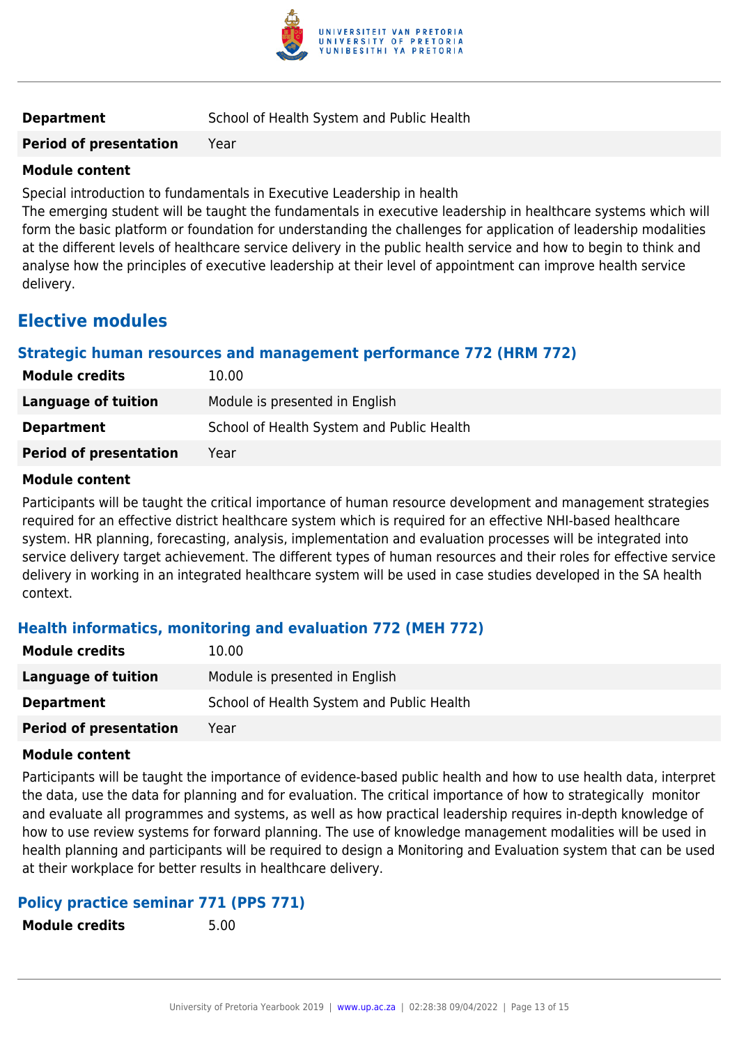| | |
|---|---|
| **Department** | School of Health System and Public Health |
| **Period of presentation** | Year |

**Module content**

Special introduction to fundamentals in Executive Leadership in health
The emerging student will be taught the fundamentals in executive leadership in healthcare systems which will form the basic platform or foundation for understanding the challenges for application of leadership modalities at the different levels of healthcare service delivery in the public health service and how to begin to think and analyse how the principles of executive leadership at their level of appointment can improve health service delivery.

## Elective modules

### Strategic human resources and management performance 772 (HRM 772)

| | |
|---|---|
| **Module credits** | 10.00 |
| **Language of tuition** | Module is presented in English |
| **Department** | School of Health System and Public Health |
| **Period of presentation** | Year |

**Module content**

Participants will be taught the critical importance of human resource development and management strategies required for an effective district healthcare system which is required for an effective NHI-based healthcare system. HR planning, forecasting, analysis, implementation and evaluation processes will be integrated into service delivery target achievement. The different types of human resources and their roles for effective service delivery in working in an integrated healthcare system will be used in case studies developed in the SA health context.

### Health informatics, monitoring and evaluation 772 (MEH 772)

| | |
|---|---|
| **Module credits** | 10.00 |
| **Language of tuition** | Module is presented in English |
| **Department** | School of Health System and Public Health |
| **Period of presentation** | Year |

**Module content**

Participants will be taught the importance of evidence-based public health and how to use health data, interpret the data, use the data for planning and for evaluation. The critical importance of how to strategically monitor and evaluate all programmes and systems, as well as how practical leadership requires in-depth knowledge of how to use review systems for forward planning. The use of knowledge management modalities will be used in health planning and participants will be required to design a Monitoring and Evaluation system that can be used at their workplace for better results in healthcare delivery.

### Policy practice seminar 771 (PPS 771)

| | |
|---|---|
| **Module credits** | 5.00 |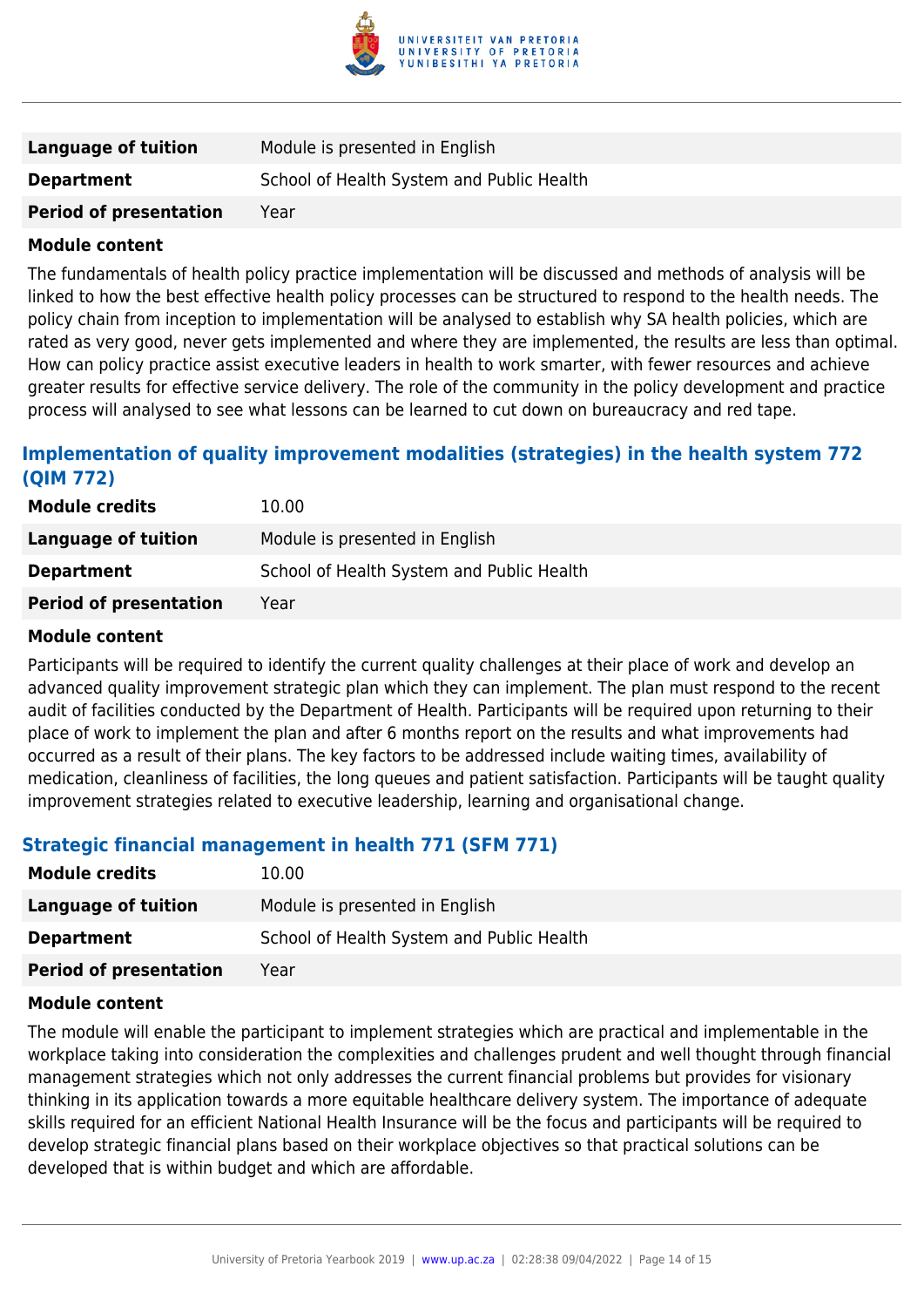| | |
|---|---|
| **Language of tuition** | Module is presented in English |
| **Department** | School of Health System and Public Health |
| **Period of presentation** | Year |

**Module content**

The fundamentals of health policy practice implementation will be discussed and methods of analysis will be linked to how the best effective health policy processes can be structured to respond to the health needs. The policy chain from inception to implementation will be analysed to establish why SA health policies, which are rated as very good, never gets implemented and where they are implemented, the results are less than optimal. How can policy practice assist executive leaders in health to work smarter, with fewer resources and achieve greater results for effective service delivery. The role of the community in the policy development and practice process will analysed to see what lessons can be learned to cut down on bureaucracy and red tape.

### Implementation of quality improvement modalities (strategies) in the health system 772 (QIM 772)

| | |
|---|---|
| **Module credits** | 10.00 |
| **Language of tuition** | Module is presented in English |
| **Department** | School of Health System and Public Health |
| **Period of presentation** | Year |

**Module content**

Participants will be required to identify the current quality challenges at their place of work and develop an advanced quality improvement strategic plan which they can implement. The plan must respond to the recent audit of facilities conducted by the Department of Health. Participants will be required upon returning to their place of work to implement the plan and after 6 months report on the results and what improvements had occurred as a result of their plans. The key factors to be addressed include waiting times, availability of medication, cleanliness of facilities, the long queues and patient satisfaction. Participants will be taught quality improvement strategies related to executive leadership, learning and organisational change.

### Strategic financial management in health 771 (SFM 771)

| | |
|---|---|
| **Module credits** | 10.00 |
| **Language of tuition** | Module is presented in English |
| **Department** | School of Health System and Public Health |
| **Period of presentation** | Year |

**Module content**

The module will enable the participant to implement strategies which are practical and implementable in the workplace taking into consideration the complexities and challenges prudent and well thought through financial management strategies which not only addresses the current financial problems but provides for visionary thinking in its application towards a more equitable healthcare delivery system. The importance of adequate skills required for an efficient National Health Insurance will be the focus and participants will be required to develop strategic financial plans based on their workplace objectives so that practical solutions can be developed that is within budget and which are affordable.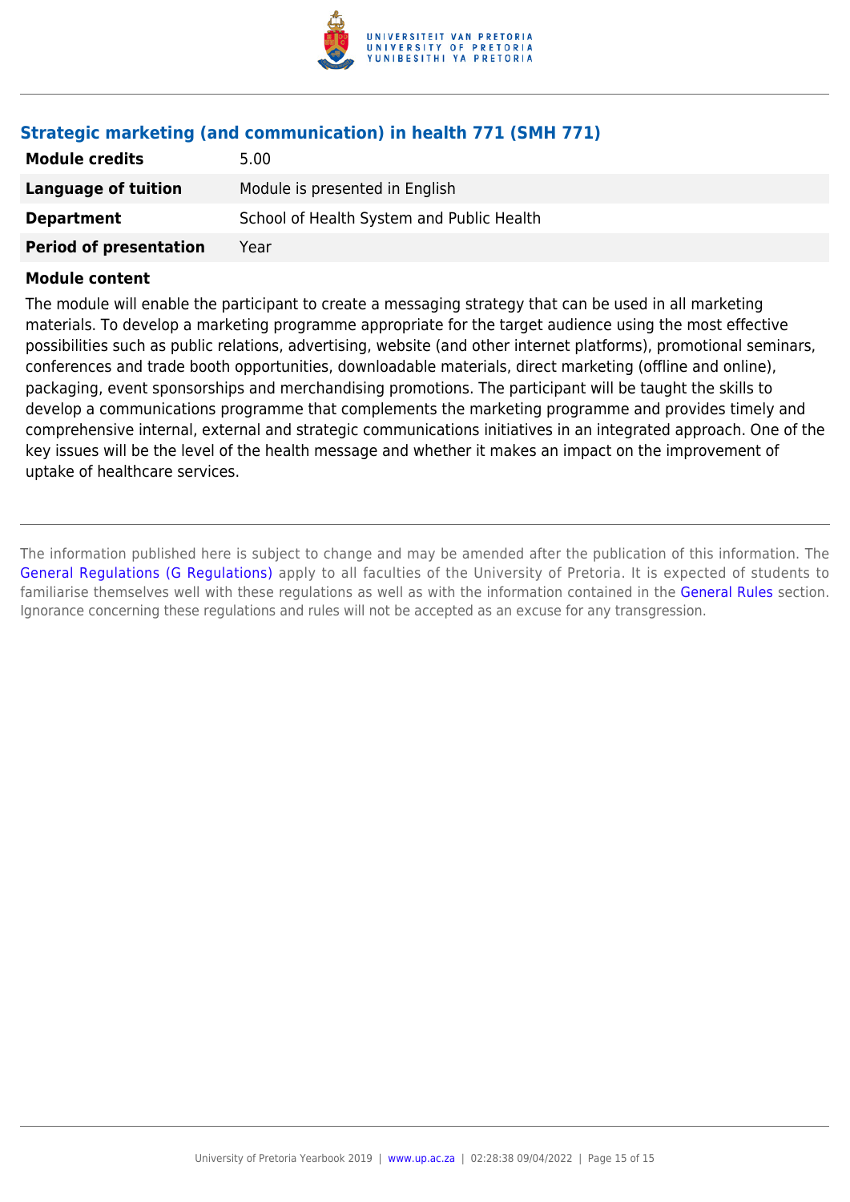### Strategic marketing (and communication) in health 771 (SMH 771)

| | |
|---|---|
| **Module credits** | 5.00 |
| **Language of tuition** | Module is presented in English |
| **Department** | School of Health System and Public Health |
| **Period of presentation** | Year |

**Module content**

The module will enable the participant to create a messaging strategy that can be used in all marketing materials. To develop a marketing programme appropriate for the target audience using the most effective possibilities such as public relations, advertising, website (and other internet platforms), promotional seminars, conferences and trade booth opportunities, downloadable materials, direct marketing (offline and online), packaging, event sponsorships and merchandising promotions. The participant will be taught the skills to develop a communications programme that complements the marketing programme and provides timely and comprehensive internal, external and strategic communications initiatives in an integrated approach. One of the key issues will be the level of the health message and whether it makes an impact on the improvement of uptake of healthcare services.

The information published here is subject to change and may be amended after the publication of this information. The General Regulations (G Regulations) apply to all faculties of the University of Pretoria. It is expected of students to familiarise themselves well with these regulations as well as with the information contained in the General Rules section. Ignorance concerning these regulations and rules will not be accepted as an excuse for any transgression.